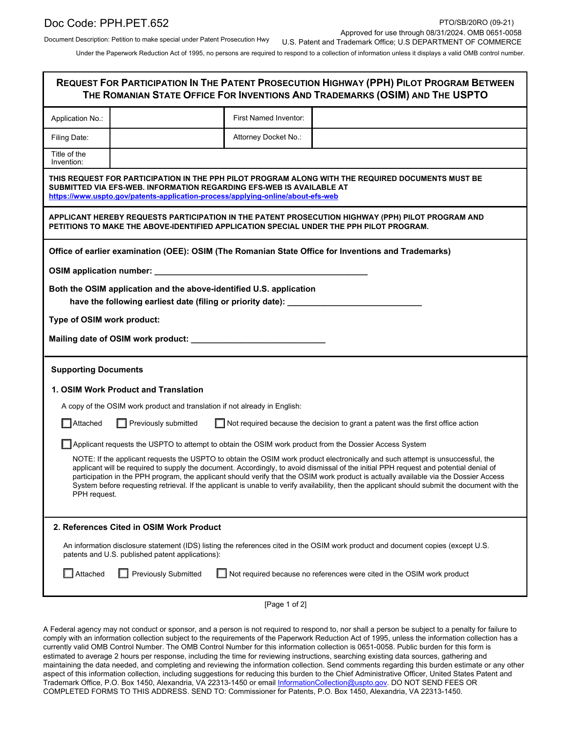Doc Code: PPH.PET.652

Document Description: Petition to make special under Patent Prosecution Hwy

PTO/SB/20RO (09-21)
Approved for use through 08/31/2024. OMB 0651-0058
U.S. Patent and Trademark Office; U.S DEPARTMENT OF COMMERCE

Under the Paperwork Reduction Act of 1995, no persons are required to respond to a collection of information unless it displays a valid OMB control number.

## REQUEST FOR PARTICIPATION IN THE PATENT PROSECUTION HIGHWAY (PPH) PILOT PROGRAM BETWEEN THE ROMANIAN STATE OFFICE FOR INVENTIONS AND TRADEMARKS (OSIM) AND THE USPTO

| Application No.: | | First Named Inventor: | |
|---|---|---|---|
| Filing Date: | | Attorney Docket No.: | |
| Title of the Invention: | | | |

**THIS REQUEST FOR PARTICIPATION IN THE PPH PILOT PROGRAM ALONG WITH THE REQUIRED DOCUMENTS MUST BE SUBMITTED VIA EFS-WEB. INFORMATION REGARDING EFS-WEB IS AVAILABLE AT https://www.uspto.gov/patents-application-process/applying-online/about-efs-web**

**APPLICANT HEREBY REQUESTS PARTICIPATION IN THE PATENT PROSECUTION HIGHWAY (PPH) PILOT PROGRAM AND PETITIONS TO MAKE THE ABOVE-IDENTIFIED APPLICATION SPECIAL UNDER THE PPH PILOT PROGRAM.**

**Office of earlier examination (OEE): OSIM (The Romanian State Office for Inventions and Trademarks)**

**OSIM application number:** _______________________________________________

**Both the OSIM application and the above-identified U.S. application have the following earliest date (filing or priority date):** _____________________________

**Type of OSIM work product:**

**Mailing date of OSIM work product:** _____________________________

### Supporting Documents

#### 1. OSIM Work Product and Translation

A copy of the OSIM work product and translation if not already in English:

☐ Attached ☐ Previously submitted ☐ Not required because the decision to grant a patent was the first office action

☐ Applicant requests the USPTO to attempt to obtain the OSIM work product from the Dossier Access System

NOTE: If the applicant requests the USPTO to obtain the OSIM work product electronically and such attempt is unsuccessful, the applicant will be required to supply the document. Accordingly, to avoid dismissal of the initial PPH request and potential denial of participation in the PPH program, the applicant should verify that the OSIM work product is actually available via the Dossier Access System before requesting retrieval. If the applicant is unable to verify availability, then the applicant should submit the document with the PPH request.

#### 2. References Cited in OSIM Work Product

An information disclosure statement (IDS) listing the references cited in the OSIM work product and document copies (except U.S. patents and U.S. published patent applications):

☐ Attached ☐ Previously Submitted ☐ Not required because no references were cited in the OSIM work product

A Federal agency may not conduct or sponsor, and a person is not required to respond to, nor shall a person be subject to a penalty for failure to comply with an information collection subject to the requirements of the Paperwork Reduction Act of 1995, unless the information collection has a currently valid OMB Control Number. The OMB Control Number for this information collection is 0651-0058. Public burden for this form is estimated to average 2 hours per response, including the time for reviewing instructions, searching existing data sources, gathering and maintaining the data needed, and completing and reviewing the information collection. Send comments regarding this burden estimate or any other aspect of this information collection, including suggestions for reducing this burden to the Chief Administrative Officer, United States Patent and Trademark Office, P.O. Box 1450, Alexandria, VA 22313-1450 or email InformationCollection@uspto.gov. DO NOT SEND FEES OR COMPLETED FORMS TO THIS ADDRESS. SEND TO: Commissioner for Patents, P.O. Box 1450, Alexandria, VA 22313-1450.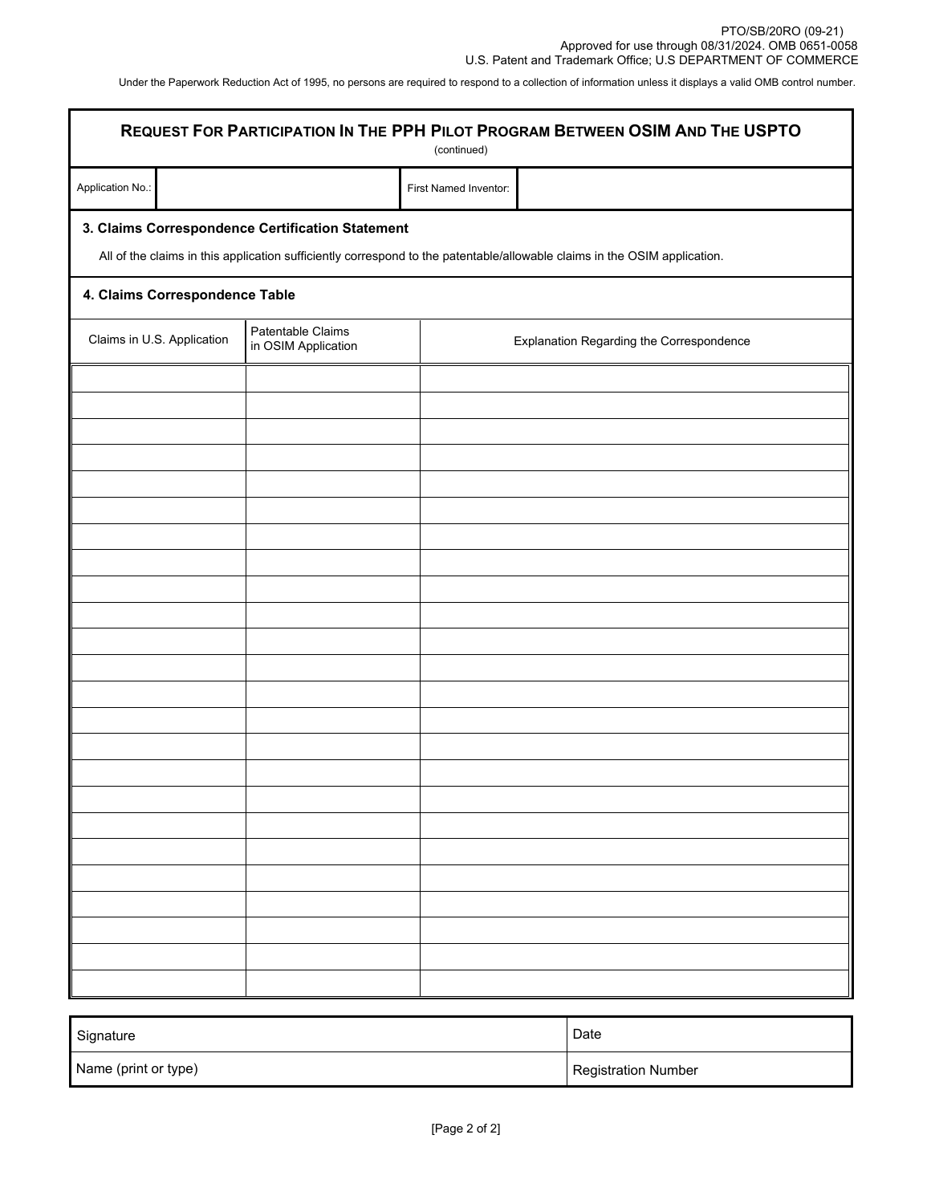PTO/SB/20RO (09-21)
Approved for use through 08/31/2024. OMB 0651-0058
U.S. Patent and Trademark Office; U.S DEPARTMENT OF COMMERCE

Under the Paperwork Reduction Act of 1995, no persons are required to respond to a collection of information unless it displays a valid OMB control number.

## REQUEST FOR PARTICIPATION IN THE PPH PILOT PROGRAM BETWEEN OSIM AND THE USPTO

(continued)

| Application No.: | | First Named Inventor: | |
|---|---|---|---|

### 3. Claims Correspondence Certification Statement

All of the claims in this application sufficiently correspond to the patentable/allowable claims in the OSIM application.

### 4. Claims Correspondence Table

| Claims in U.S. Application | Patentable Claims in OSIM Application | Explanation Regarding the Correspondence |
|---|---|---|
| | | |
| | | |
| | | |
| | | |
| | | |
| | | |
| | | |
| | | |
| | | |
| | | |
| | | |
| | | |
| | | |
| | | |
| | | |
| | | |
| | | |
| | | |
| | | |
| | | |
| | | |
| | | |
| | | |
| | | |

| Signature | Date |
|---|---|
| Name (print or type) | Registration Number |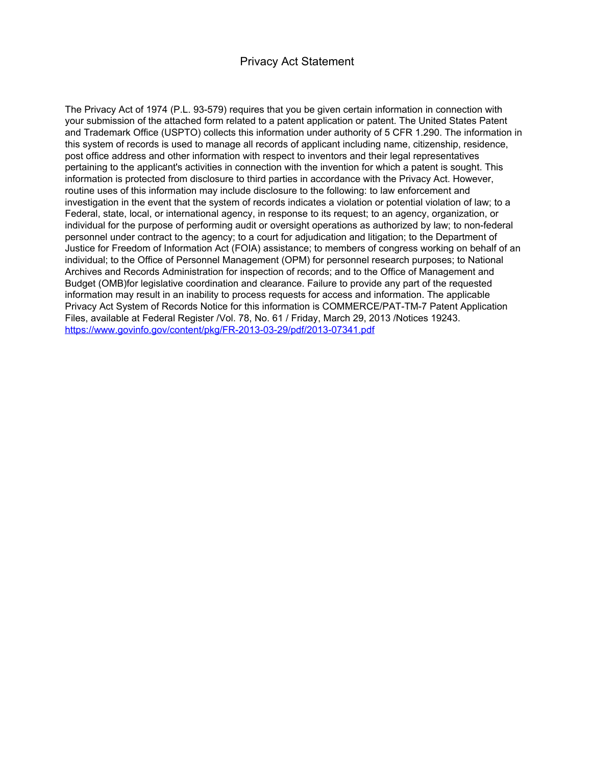# Privacy Act Statement

The Privacy Act of 1974 (P.L. 93-579) requires that you be given certain information in connection with your submission of the attached form related to a patent application or patent. The United States Patent and Trademark Office (USPTO) collects this information under authority of 5 CFR 1.290. The information in this system of records is used to manage all records of applicant including name, citizenship, residence, post office address and other information with respect to inventors and their legal representatives pertaining to the applicant's activities in connection with the invention for which a patent is sought. This information is protected from disclosure to third parties in accordance with the Privacy Act. However, routine uses of this information may include disclosure to the following: to law enforcement and investigation in the event that the system of records indicates a violation or potential violation of law; to a Federal, state, local, or international agency, in response to its request; to an agency, organization, or individual for the purpose of performing audit or oversight operations as authorized by law; to non-federal personnel under contract to the agency; to a court for adjudication and litigation; to the Department of Justice for Freedom of Information Act (FOIA) assistance; to members of congress working on behalf of an individual; to the Office of Personnel Management (OPM) for personnel research purposes; to National Archives and Records Administration for inspection of records; and to the Office of Management and Budget (OMB)for legislative coordination and clearance. Failure to provide any part of the requested information may result in an inability to process requests for access and information. The applicable Privacy Act System of Records Notice for this information is COMMERCE/PAT-TM-7 Patent Application Files, available at Federal Register /Vol. 78, No. 61 / Friday, March 29, 2013 /Notices 19243. https://www.govinfo.gov/content/pkg/FR-2013-03-29/pdf/2013-07341.pdf